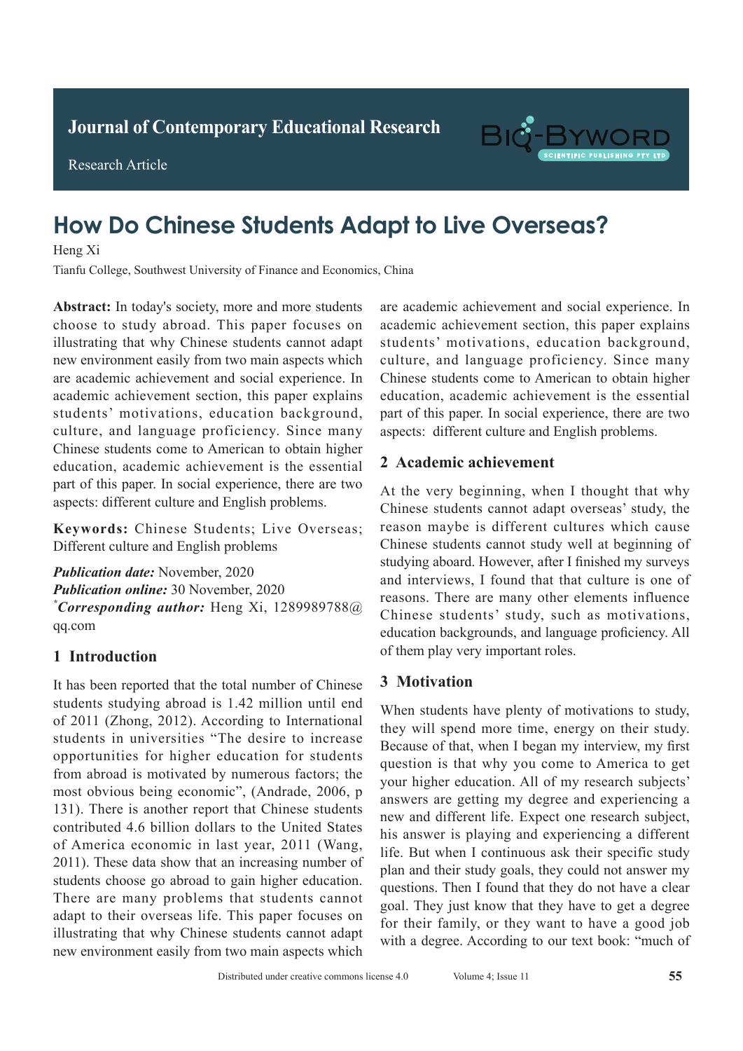Journal of Contemporary Educational Research

Research Article

# How Do Chinese Students Adapt to Live Overseas?

Heng Xi

Tianfu College, Southwest University of Finance and Economics, China

**Abstract:** In today's society, more and more students choose to study abroad. This paper focuses on illustrating that why Chinese students cannot adapt new environment easily from two main aspects which are academic achievement and social experience. In academic achievement section, this paper explains students' motivations, education background, culture, and language proficiency. Since many Chinese students come to American to obtain higher education, academic achievement is the essential part of this paper. In social experience, there are two aspects: different culture and English problems.

**Keywords:** Chinese Students; Live Overseas; Different culture and English problems

***Publication date:*** November, 2020
***Publication online:*** 30 November, 2020
*****Corresponding author:*** Heng Xi, 1289989788@qq.com

## 1 Introduction

It has been reported that the total number of Chinese students studying abroad is 1.42 million until end of 2011 (Zhong, 2012). According to International students in universities "The desire to increase opportunities for higher education for students from abroad is motivated by numerous factors; the most obvious being economic", (Andrade, 2006, p 131). There is another report that Chinese students contributed 4.6 billion dollars to the United States of America economic in last year, 2011 (Wang, 2011). These data show that an increasing number of students choose go abroad to gain higher education. There are many problems that students cannot adapt to their overseas life. This paper focuses on illustrating that why Chinese students cannot adapt new environment easily from two main aspects which are academic achievement and social experience. In academic achievement section, this paper explains students' motivations, education background, culture, and language proficiency. Since many Chinese students come to American to obtain higher education, academic achievement is the essential part of this paper. In social experience, there are two aspects: different culture and English problems.

## 2 Academic achievement

At the very beginning, when I thought that why Chinese students cannot adapt overseas' study, the reason maybe is different cultures which cause Chinese students cannot study well at beginning of studying aboard. However, after I finished my surveys and interviews, I found that that culture is one of reasons. There are many other elements influence Chinese students' study, such as motivations, education backgrounds, and language proficiency. All of them play very important roles.

## 3 Motivation

When students have plenty of motivations to study, they will spend more time, energy on their study. Because of that, when I began my interview, my first question is that why you come to America to get your higher education. All of my research subjects' answers are getting my degree and experiencing a new and different life. Expect one research subject, his answer is playing and experiencing a different life. But when I continuous ask their specific study plan and their study goals, they could not answer my questions. Then I found that they do not have a clear goal. They just know that they have to get a degree for their family, or they want to have a good job with a degree. According to our text book: "much of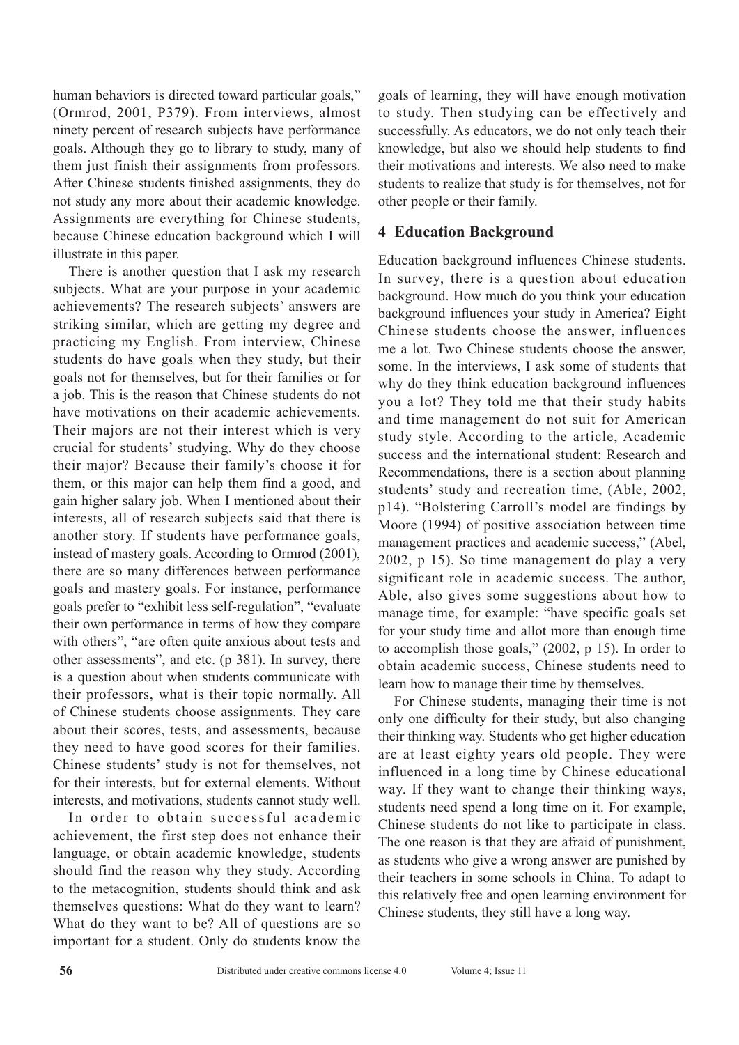human behaviors is directed toward particular goals," (Ormrod, 2001, P379). From interviews, almost ninety percent of research subjects have performance goals. Although they go to library to study, many of them just finish their assignments from professors. After Chinese students finished assignments, they do not study any more about their academic knowledge. Assignments are everything for Chinese students, because Chinese education background which I will illustrate in this paper.

There is another question that I ask my research subjects. What are your purpose in your academic achievements? The research subjects' answers are striking similar, which are getting my degree and practicing my English. From interview, Chinese students do have goals when they study, but their goals not for themselves, but for their families or for a job. This is the reason that Chinese students do not have motivations on their academic achievements. Their majors are not their interest which is very crucial for students' studying. Why do they choose their major? Because their family's choose it for them, or this major can help them find a good, and gain higher salary job. When I mentioned about their interests, all of research subjects said that there is another story. If students have performance goals, instead of mastery goals. According to Ormrod (2001), there are so many differences between performance goals and mastery goals. For instance, performance goals prefer to "exhibit less self-regulation", "evaluate their own performance in terms of how they compare with others", "are often quite anxious about tests and other assessments", and etc. (p 381). In survey, there is a question about when students communicate with their professors, what is their topic normally. All of Chinese students choose assignments. They care about their scores, tests, and assessments, because they need to have good scores for their families. Chinese students' study is not for themselves, not for their interests, but for external elements. Without interests, and motivations, students cannot study well.

In order to obtain successful academic achievement, the first step does not enhance their language, or obtain academic knowledge, students should find the reason why they study. According to the metacognition, students should think and ask themselves questions: What do they want to learn? What do they want to be? All of questions are so important for a student. Only do students know the goals of learning, they will have enough motivation to study. Then studying can be effectively and successfully. As educators, we do not only teach their knowledge, but also we should help students to find their motivations and interests. We also need to make students to realize that study is for themselves, not for other people or their family.

## 4 Education Background

Education background influences Chinese students. In survey, there is a question about education background. How much do you think your education background influences your study in America? Eight Chinese students choose the answer, influences me a lot. Two Chinese students choose the answer, some. In the interviews, I ask some of students that why do they think education background influences you a lot? They told me that their study habits and time management do not suit for American study style. According to the article, Academic success and the international student: Research and Recommendations, there is a section about planning students' study and recreation time, (Able, 2002, p14). "Bolstering Carroll's model are findings by Moore (1994) of positive association between time management practices and academic success," (Abel, 2002, p 15). So time management do play a very significant role in academic success. The author, Able, also gives some suggestions about how to manage time, for example: "have specific goals set for your study time and allot more than enough time to accomplish those goals," (2002, p 15). In order to obtain academic success, Chinese students need to learn how to manage their time by themselves.

For Chinese students, managing their time is not only one difficulty for their study, but also changing their thinking way. Students who get higher education are at least eighty years old people. They were influenced in a long time by Chinese educational way. If they want to change their thinking ways, students need spend a long time on it. For example, Chinese students do not like to participate in class. The one reason is that they are afraid of punishment, as students who give a wrong answer are punished by their teachers in some schools in China. To adapt to this relatively free and open learning environment for Chinese students, they still have a long way.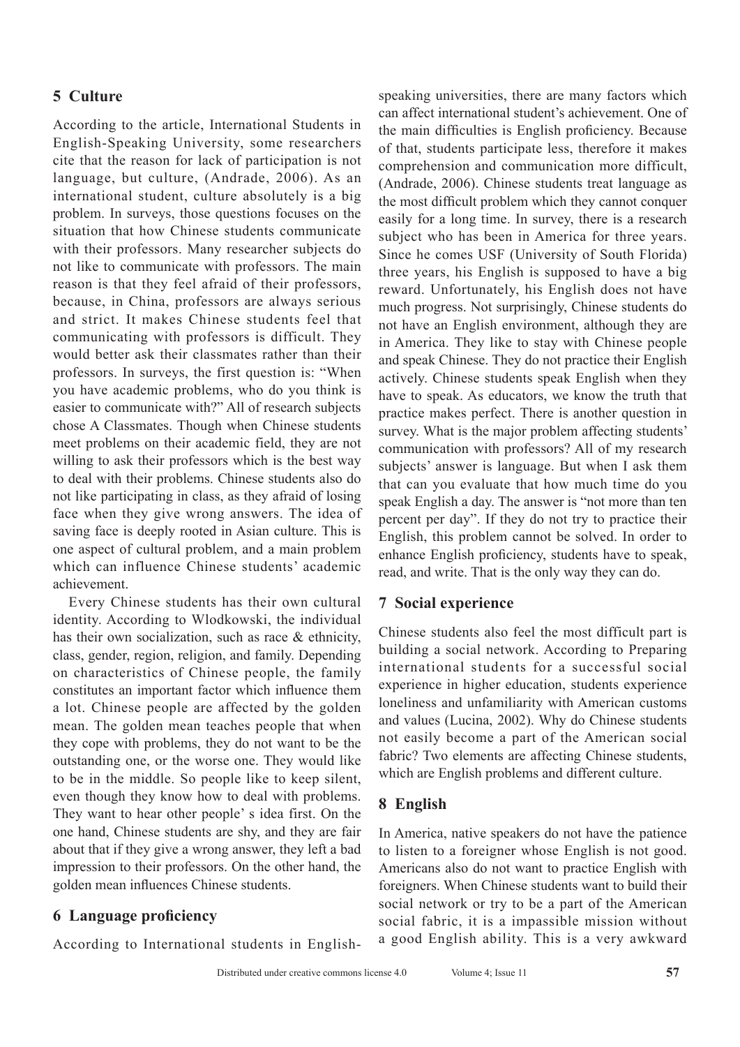## 5 Culture

According to the article, International Students in English-Speaking University, some researchers cite that the reason for lack of participation is not language, but culture, (Andrade, 2006). As an international student, culture absolutely is a big problem. In surveys, those questions focuses on the situation that how Chinese students communicate with their professors. Many researcher subjects do not like to communicate with professors. The main reason is that they feel afraid of their professors, because, in China, professors are always serious and strict. It makes Chinese students feel that communicating with professors is difficult. They would better ask their classmates rather than their professors. In surveys, the first question is: "When you have academic problems, who do you think is easier to communicate with?" All of research subjects chose A Classmates. Though when Chinese students meet problems on their academic field, they are not willing to ask their professors which is the best way to deal with their problems. Chinese students also do not like participating in class, as they afraid of losing face when they give wrong answers. The idea of saving face is deeply rooted in Asian culture. This is one aspect of cultural problem, and a main problem which can influence Chinese students' academic achievement.

Every Chinese students has their own cultural identity. According to Wlodkowski, the individual has their own socialization, such as race & ethnicity, class, gender, region, religion, and family. Depending on characteristics of Chinese people, the family constitutes an important factor which influence them a lot. Chinese people are affected by the golden mean. The golden mean teaches people that when they cope with problems, they do not want to be the outstanding one, or the worse one. They would like to be in the middle. So people like to keep silent, even though they know how to deal with problems. They want to hear other people' s idea first. On the one hand, Chinese students are shy, and they are fair about that if they give a wrong answer, they left a bad impression to their professors. On the other hand, the golden mean influences Chinese students.

## 6 Language proficiency

According to International students in English-speaking universities, there are many factors which can affect international student's achievement. One of the main difficulties is English proficiency. Because of that, students participate less, therefore it makes comprehension and communication more difficult, (Andrade, 2006). Chinese students treat language as the most difficult problem which they cannot conquer easily for a long time. In survey, there is a research subject who has been in America for three years. Since he comes USF (University of South Florida) three years, his English is supposed to have a big reward. Unfortunately, his English does not have much progress. Not surprisingly, Chinese students do not have an English environment, although they are in America. They like to stay with Chinese people and speak Chinese. They do not practice their English actively. Chinese students speak English when they have to speak. As educators, we know the truth that practice makes perfect. There is another question in survey. What is the major problem affecting students' communication with professors? All of my research subjects' answer is language. But when I ask them that can you evaluate that how much time do you speak English a day. The answer is "not more than ten percent per day". If they do not try to practice their English, this problem cannot be solved. In order to enhance English proficiency, students have to speak, read, and write. That is the only way they can do.

## 7 Social experience

Chinese students also feel the most difficult part is building a social network. According to Preparing international students for a successful social experience in higher education, students experience loneliness and unfamiliarity with American customs and values (Lucina, 2002). Why do Chinese students not easily become a part of the American social fabric? Two elements are affecting Chinese students, which are English problems and different culture.

## 8 English

In America, native speakers do not have the patience to listen to a foreigner whose English is not good. Americans also do not want to practice English with foreigners. When Chinese students want to build their social network or try to be a part of the American social fabric, it is a impassible mission without a good English ability. This is a very awkward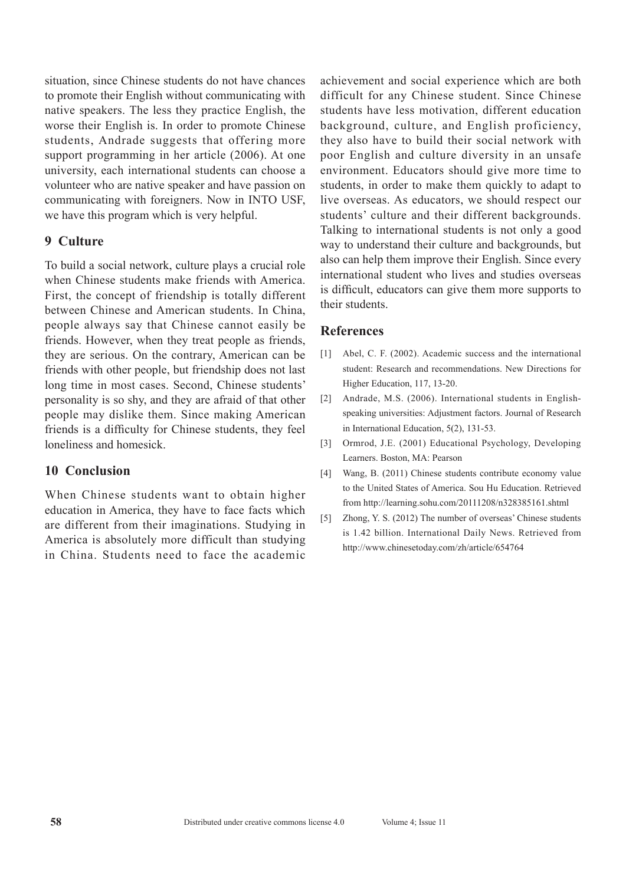situation, since Chinese students do not have chances to promote their English without communicating with native speakers. The less they practice English, the worse their English is. In order to promote Chinese students, Andrade suggests that offering more support programming in her article (2006). At one university, each international students can choose a volunteer who are native speaker and have passion on communicating with foreigners. Now in INTO USF, we have this program which is very helpful.

## 9 Culture

To build a social network, culture plays a crucial role when Chinese students make friends with America. First, the concept of friendship is totally different between Chinese and American students. In China, people always say that Chinese cannot easily be friends. However, when they treat people as friends, they are serious. On the contrary, American can be friends with other people, but friendship does not last long time in most cases. Second, Chinese students' personality is so shy, and they are afraid of that other people may dislike them. Since making American friends is a difficulty for Chinese students, they feel loneliness and homesick.

## 10 Conclusion

When Chinese students want to obtain higher education in America, they have to face facts which are different from their imaginations. Studying in America is absolutely more difficult than studying in China. Students need to face the academic achievement and social experience which are both difficult for any Chinese student. Since Chinese students have less motivation, different education background, culture, and English proficiency, they also have to build their social network with poor English and culture diversity in an unsafe environment. Educators should give more time to students, in order to make them quickly to adapt to live overseas. As educators, we should respect our students' culture and their different backgrounds. Talking to international students is not only a good way to understand their culture and backgrounds, but also can help them improve their English. Since every international student who lives and studies overseas is difficult, educators can give them more supports to their students.

## References

[1] Abel, C. F. (2002). Academic success and the international student: Research and recommendations. New Directions for Higher Education, 117, 13-20.

[2] Andrade, M.S. (2006). International students in English-speaking universities: Adjustment factors. Journal of Research in International Education, 5(2), 131-53.

[3] Ormrod, J.E. (2001) Educational Psychology, Developing Learners. Boston, MA: Pearson

[4] Wang, B. (2011) Chinese students contribute economy value to the United States of America. Sou Hu Education. Retrieved from http://learning.sohu.com/20111208/n328385161.shtml

[5] Zhong, Y. S. (2012) The number of overseas' Chinese students is 1.42 billion. International Daily News. Retrieved from http://www.chinesetoday.com/zh/article/654764